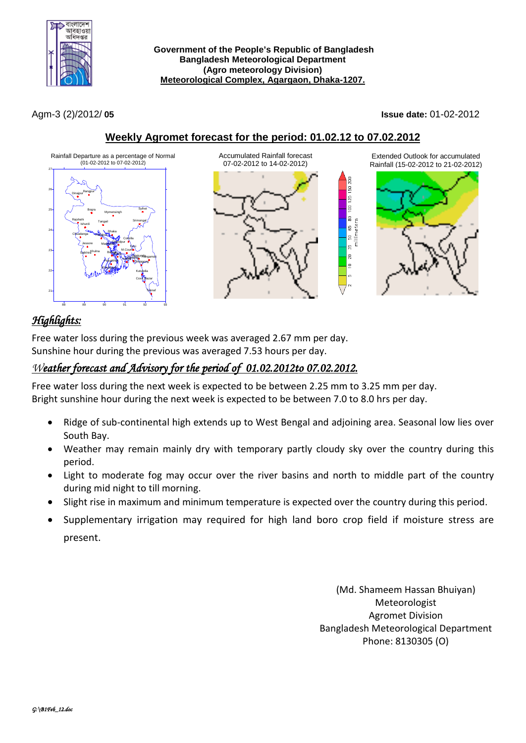**Government of the People's Republic of Bangladesh**
**Bangladesh Meteorological Department**
**(Agro meteorology Division)**
**Meteorological Complex, Agargaon, Dhaka-1207.**

Agm-3 (2)/2012/ **05**

**Issue date:** 01-02-2012

## Weekly Agromet forecast for the period: 01.02.12 to 07.02.2012

Rainfall Departure as a percentage of Normal (01-02-2012 to 07-02-2012)

Accumulated Rainfall forecast 07-02-2012 to 14-02-2012)

Extended Outlook for accumulated Rainfall (15-02-2012 to 21-02-2012)

### *Highlights:*

Free water loss during the previous week was averaged 2.67 mm per day.
Sunshine hour during the previous was averaged 7.53 hours per day.

### *Weather forecast and Advisory for the period of 01.02.2012to 07.02.2012.*

Free water loss during the next week is expected to be between 2.25 mm to 3.25 mm per day.
Bright sunshine hour during the next week is expected to be between 7.0 to 8.0 hrs per day.

- Ridge of sub-continental high extends up to West Bengal and adjoining area. Seasonal low lies over South Bay.
- Weather may remain mainly dry with temporary partly cloudy sky over the country during this period.
- Light to moderate fog may occur over the river basins and north to middle part of the country during mid night to till morning.
- Slight rise in maximum and minimum temperature is expected over the country during this period.
- Supplementary irrigation may required for high land boro crop field if moisture stress are present.

(Md. Shameem Hassan Bhuiyan)
Meteorologist
Agromet Division
Bangladesh Meteorological Department
Phone: 8130305 (O)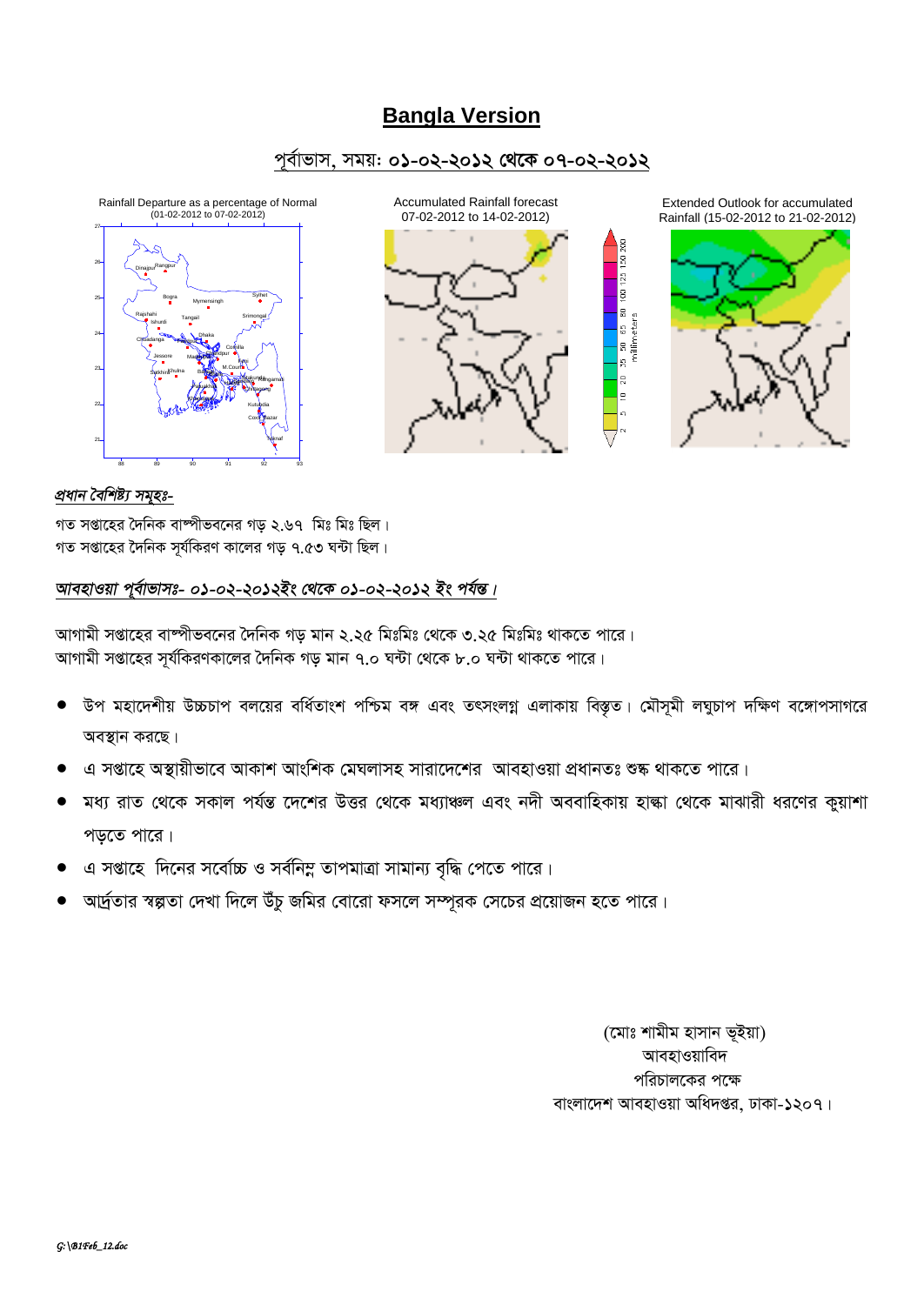# Bangla Version

## পূর্বাভাস, সময়: ০১-০২-২০১২ থেকে ০৭-০২-২০১২

Rainfall Departure as a percentage of Normal (01-02-2012 to 07-02-2012)

Accumulated Rainfall forecast 07-02-2012 to 14-02-2012)

Extended Outlook for accumulated Rainfall (15-02-2012 to 21-02-2012)

### *প্রধান বৈশিষ্ট্য সমূহঃ-*

গত সপ্তাহের দৈনিক বাষ্পীভবনের গড় ২.৬৭ মিঃ মিঃ ছিল।
গত সপ্তাহের দৈনিক সূর্যকিরণ কালের গড় ৭.৫৩ ঘন্টা ছিল।

### *আবহাওয়া পূর্বাভাসঃ- ০১-০২-২০১২ইং থেকে ০১-০২-২০১২ ইং পর্যন্ত।*

আগামী সপ্তাহের বাষ্পীভবনের দৈনিক গড় মান ২.২৫ মিঃমিঃ থেকে ৩.২৫ মিঃমিঃ থাকতে পারে।
আগামী সপ্তাহের সূর্যকিরণকালের দৈনিক গড় মান ৭.০ ঘন্টা থেকে ৮.০ ঘন্টা থাকতে পারে।

- উপ মহাদেশীয় উচ্চচাপ বলয়ের বর্ধিতাংশ পশ্চিম বঙ্গ এবং তৎসংলগ্ন এলাকায় বিস্তৃত। মৌসুমী লঘুচাপ দক্ষিণ বঙ্গোপসাগরে অবস্থান করছে।
- এ সপ্তাহে অস্থায়ীভাবে আকাশ আংশিক মেঘলাসহ সারাদেশের আবহাওয়া প্রধানতঃ শুষ্ক থাকতে পারে।
- মধ্য রাত থেকে সকাল পর্যন্ত দেশের উত্তর থেকে মধ্যাঞ্চল এবং নদী অববাহিকায় হাল্কা থেকে মাঝারী ধরণের কুয়াশা পড়তে পারে।
- এ সপ্তাহে দিনের সর্বোচ্চ ও সর্বনিম্ন তাপমাত্রা সামান্য বৃদ্ধি পেতে পারে।
- আর্দ্রতার স্বল্পতা দেখা দিলে উঁচু জমির বোরো ফসলে সম্পূরক সেচের প্রয়োজন হতে পারে।

(মোঃ শামীম হাসান ভূইয়া)
আবহাওয়াবিদ
পরিচালকের পক্ষে
বাংলাদেশ আবহাওয়া অধিদপ্তর, ঢাকা-১২০৭।

*G:\B1Feb_12.doc*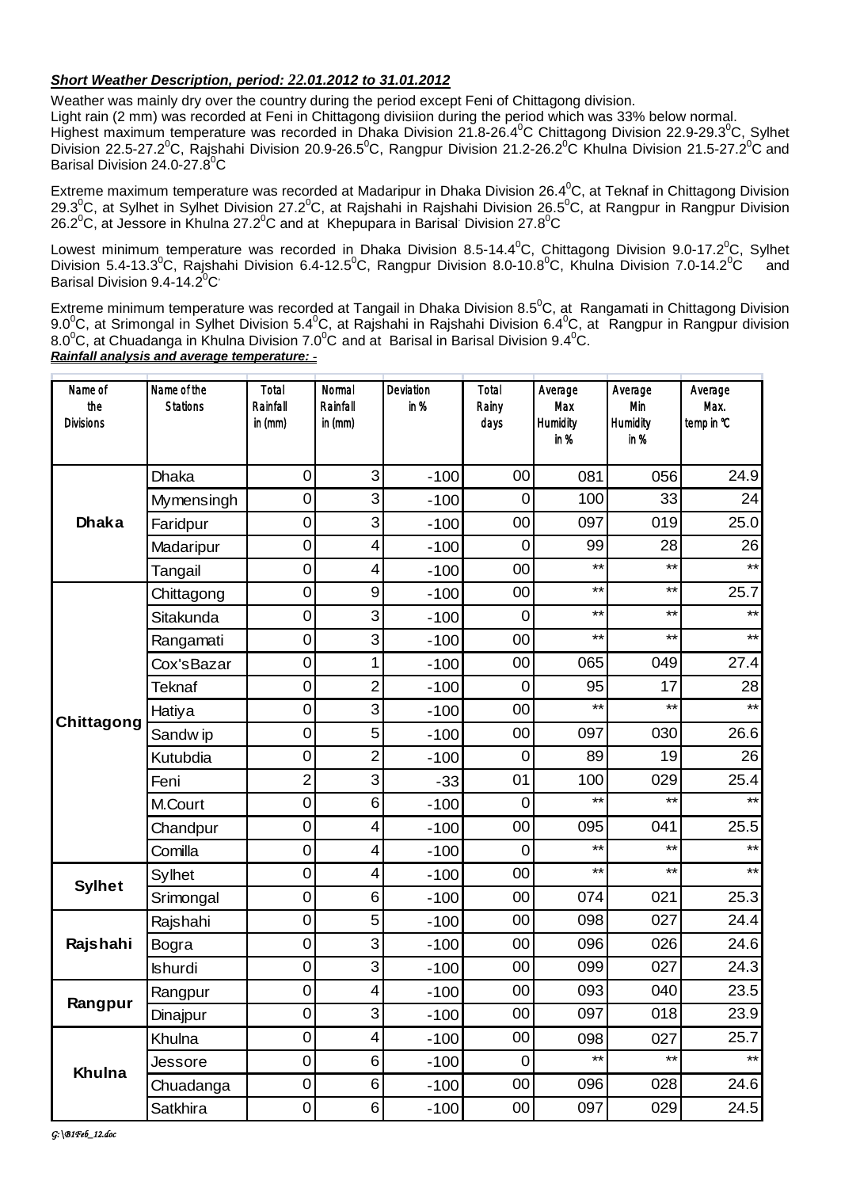***Short Weather Description, period: 22.01.2012 to 31.01.2012***

Weather was mainly dry over the country during the period except Feni of Chittagong division.

Light rain (2 mm) was recorded at Feni in Chittagong divisiion during the period which was 33% below normal.

Highest maximum temperature was recorded in Dhaka Division 21.8-26.4$^0$C Chittagong Division 22.9-29.3$^0$C, Sylhet Division 22.5-27.2$^0$C, Rajshahi Division 20.9-26.5$^0$C, Rangpur Division 21.2-26.2$^0$C Khulna Division 21.5-27.2$^0$C and Barisal Division 24.0-27.8$^0$C

Extreme maximum temperature was recorded at Madaripur in Dhaka Division 26.4$^0$C, at Teknaf in Chittagong Division 29.3$^0$C, at Sylhet in Sylhet Division 27.2$^0$C, at Rajshahi in Rajshahi Division 26.5$^0$C, at Rangpur in Rangpur Division 26.2$^0$C, at Jessore in Khulna 27.2$^0$C and at Khepupara in Barisal Division 27.8$^0$C

Lowest minimum temperature was recorded in Dhaka Division 8.5-14.4$^0$C, Chittagong Division 9.0-17.2$^0$C, Sylhet Division 5.4-13.3$^0$C, Rajshahi Division 6.4-12.5$^0$C, Rangpur Division 8.0-10.8$^0$C, Khulna Division 7.0-14.2$^0$C and Barisal Division 9.4-14.2$^0$C

Extreme minimum temperature was recorded at Tangail in Dhaka Division 8.5$^0$C, at Rangamati in Chittagong Division 9.0$^0$C, at Srimongal in Sylhet Division 5.4$^0$C, at Rajshahi in Rajshahi Division 6.4$^0$C, at Rangpur in Rangpur division 8.0$^0$C, at Chuadanga in Khulna Division 7.0$^0$C and at Barisal in Barisal Division 9.4$^0$C.

***Rainfall analysis and average temperature: -***

| Name of the Divisions | Name of the Stations | Total Rainfall in (mm) | Normal Rainfall in (mm) | Deviation in % | Total Rainy days | Average Max Humidity in % | Average Min Humidity in % | Average Max. temp in °C |
|---|---|---|---|---|---|---|---|---|
| **Dhaka** | Dhaka | 0 | 3 | -100 | 00 | 081 | 056 | 24.9 |
| | Mymensingh | 0 | 3 | -100 | 0 | 100 | 33 | 24 |
| | Faridpur | 0 | 3 | -100 | 00 | 097 | 019 | 25.0 |
| | Madaripur | 0 | 4 | -100 | 0 | 99 | 28 | 26 |
| | Tangail | 0 | 4 | -100 | 00 | ** | ** | ** |
| **Chittagong** | Chittagong | 0 | 9 | -100 | 00 | ** | ** | 25.7 |
| | Sitakunda | 0 | 3 | -100 | 0 | ** | ** | ** |
| | Rangamati | 0 | 3 | -100 | 00 | ** | ** | ** |
| | Cox'sBazar | 0 | 1 | -100 | 00 | 065 | 049 | 27.4 |
| | Teknaf | 0 | 2 | -100 | 0 | 95 | 17 | 28 |
| | Hatiya | 0 | 3 | -100 | 00 | ** | ** | ** |
| | Sandwip | 0 | 5 | -100 | 00 | 097 | 030 | 26.6 |
| | Kutubdia | 0 | 2 | -100 | 0 | 89 | 19 | 26 |
| | Feni | 2 | 3 | -33 | 01 | 100 | 029 | 25.4 |
| | M.Court | 0 | 6 | -100 | 0 | ** | ** | ** |
| | Chandpur | 0 | 4 | -100 | 00 | 095 | 041 | 25.5 |
| | Comilla | 0 | 4 | -100 | 0 | ** | ** | ** |
| **Sylhet** | Sylhet | 0 | 4 | -100 | 00 | ** | ** | ** |
| | Srimongal | 0 | 6 | -100 | 00 | 074 | 021 | 25.3 |
| **Rajshahi** | Rajshahi | 0 | 5 | -100 | 00 | 098 | 027 | 24.4 |
| | Bogra | 0 | 3 | -100 | 00 | 096 | 026 | 24.6 |
| | Ishurdi | 0 | 3 | -100 | 00 | 099 | 027 | 24.3 |
| **Rangpur** | Rangpur | 0 | 4 | -100 | 00 | 093 | 040 | 23.5 |
| | Dinajpur | 0 | 3 | -100 | 00 | 097 | 018 | 23.9 |
| **Khulna** | Khulna | 0 | 4 | -100 | 00 | 098 | 027 | 25.7 |
| | Jessore | 0 | 6 | -100 | 0 | ** | ** | ** |
| | Chuadanga | 0 | 6 | -100 | 00 | 096 | 028 | 24.6 |
| | Satkhira | 0 | 6 | -100 | 00 | 097 | 029 | 24.5 |

*G:\B1Feb_12.doc*